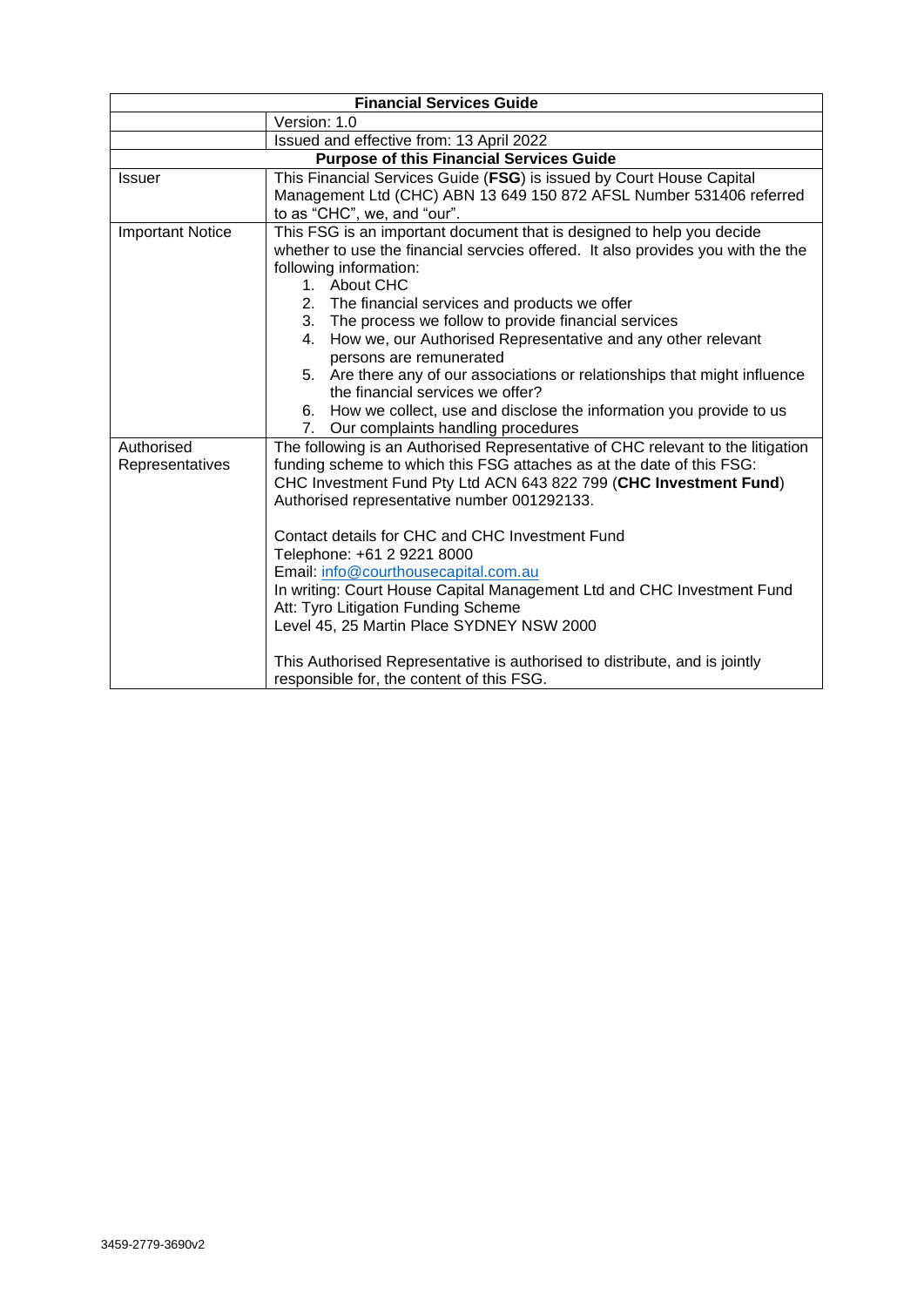| Financial Services Guide | |
|---|---|
| | Version: 1.0 |
| | Issued and effective from: 13 April 2022 |
| **Purpose of this Financial Services Guide** | |
| Issuer | This Financial Services Guide (**FSG**) is issued by Court House Capital Management Ltd (CHC) ABN 13 649 150 872 AFSL Number 531406 referred to as "CHC", we, and "our". |
| Important Notice | This FSG is an important document that is designed to help you decide whether to use the financial servcies offered. It also provides you with the the following information:<br>1. About CHC<br>2. The financial services and products we offer<br>3. The process we follow to provide financial services<br>4. How we, our Authorised Representative and any other relevant persons are remunerated<br>5. Are there any of our associations or relationships that might influence the financial services we offer?<br>6. How we collect, use and disclose the information you provide to us<br>7. Our complaints handling procedures |
| Authorised Representatives | The following is an Authorised Representative of CHC relevant to the litigation funding scheme to which this FSG attaches as at the date of this FSG:<br>CHC Investment Fund Pty Ltd ACN 643 822 799 (**CHC Investment Fund**) Authorised representative number 001292133.<br><br>Contact details for CHC and CHC Investment Fund<br>Telephone: +61 2 9221 8000<br>Email: info@courthousecapital.com.au<br>In writing: Court House Capital Management Ltd and CHC Investment Fund<br>Att: Tyro Litigation Funding Scheme<br>Level 45, 25 Martin Place SYDNEY NSW 2000<br><br>This Authorised Representative is authorised to distribute, and is jointly responsible for, the content of this FSG. |

3459-2779-3690v2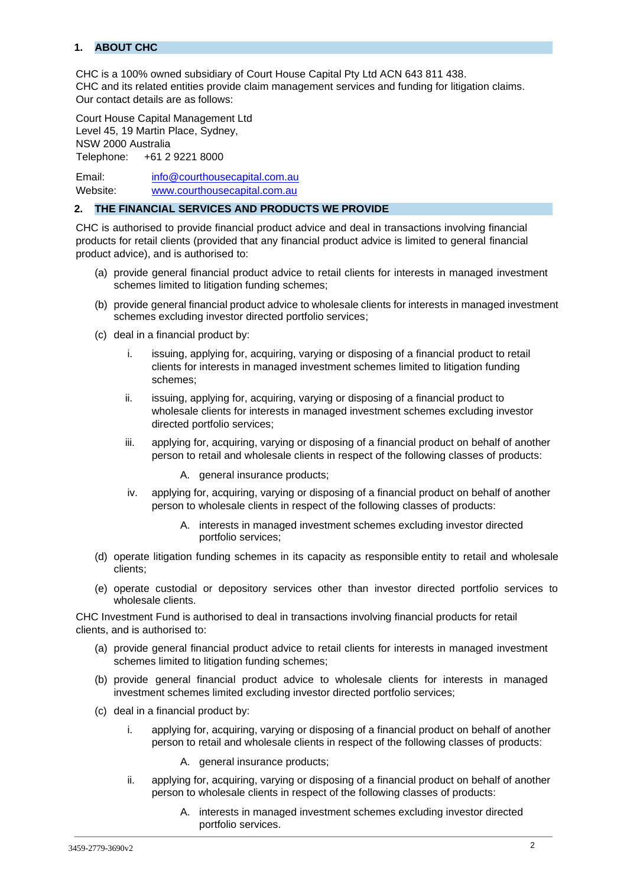## 1. ABOUT CHC

CHC is a 100% owned subsidiary of Court House Capital Pty Ltd ACN 643 811 438.
CHC and its related entities provide claim management services and funding for litigation claims.
Our contact details are as follows:

Court House Capital Management Ltd
Level 45, 19 Martin Place, Sydney,
NSW 2000 Australia
Telephone: +61 2 9221 8000

Email: info@courthousecapital.com.au
Website: www.courthousecapital.com.au

## 2. THE FINANCIAL SERVICES AND PRODUCTS WE PROVIDE

CHC is authorised to provide financial product advice and deal in transactions involving financial products for retail clients (provided that any financial product advice is limited to general financial product advice), and is authorised to:

(a) provide general financial product advice to retail clients for interests in managed investment schemes limited to litigation funding schemes;

(b) provide general financial product advice to wholesale clients for interests in managed investment schemes excluding investor directed portfolio services;

(c) deal in a financial product by:

  i. issuing, applying for, acquiring, varying or disposing of a financial product to retail clients for interests in managed investment schemes limited to litigation funding schemes;

  ii. issuing, applying for, acquiring, varying or disposing of a financial product to wholesale clients for interests in managed investment schemes excluding investor directed portfolio services;

  iii. applying for, acquiring, varying or disposing of a financial product on behalf of another person to retail and wholesale clients in respect of the following classes of products:

    A. general insurance products;

  iv. applying for, acquiring, varying or disposing of a financial product on behalf of another person to wholesale clients in respect of the following classes of products:

    A. interests in managed investment schemes excluding investor directed portfolio services;

(d) operate litigation funding schemes in its capacity as responsible entity to retail and wholesale clients;

(e) operate custodial or depository services other than investor directed portfolio services to wholesale clients.

CHC Investment Fund is authorised to deal in transactions involving financial products for retail clients, and is authorised to:

(a) provide general financial product advice to retail clients for interests in managed investment schemes limited to litigation funding schemes;

(b) provide general financial product advice to wholesale clients for interests in managed investment schemes limited excluding investor directed portfolio services;

(c) deal in a financial product by:

  i. applying for, acquiring, varying or disposing of a financial product on behalf of another person to retail and wholesale clients in respect of the following classes of products:

    A. general insurance products;

  ii. applying for, acquiring, varying or disposing of a financial product on behalf of another person to wholesale clients in respect of the following classes of products:

    A. interests in managed investment schemes excluding investor directed portfolio services.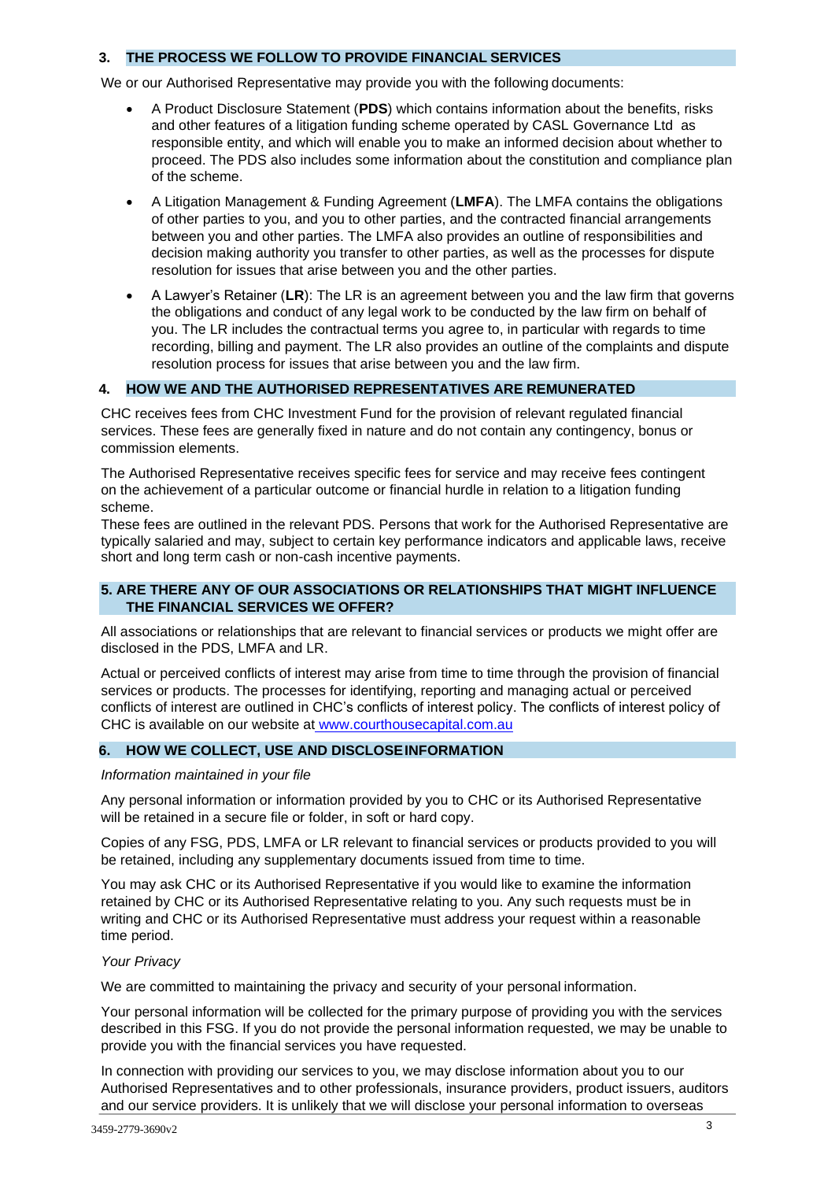## 3. THE PROCESS WE FOLLOW TO PROVIDE FINANCIAL SERVICES

We or our Authorised Representative may provide you with the following documents:

- A Product Disclosure Statement (**PDS**) which contains information about the benefits, risks and other features of a litigation funding scheme operated by CASL Governance Ltd as responsible entity, and which will enable you to make an informed decision about whether to proceed. The PDS also includes some information about the constitution and compliance plan of the scheme.
- A Litigation Management & Funding Agreement (**LMFA**). The LMFA contains the obligations of other parties to you, and you to other parties, and the contracted financial arrangements between you and other parties. The LMFA also provides an outline of responsibilities and decision making authority you transfer to other parties, as well as the processes for dispute resolution for issues that arise between you and the other parties.
- A Lawyer's Retainer (**LR**): The LR is an agreement between you and the law firm that governs the obligations and conduct of any legal work to be conducted by the law firm on behalf of you. The LR includes the contractual terms you agree to, in particular with regards to time recording, billing and payment. The LR also provides an outline of the complaints and dispute resolution process for issues that arise between you and the law firm.

## 4. HOW WE AND THE AUTHORISED REPRESENTATIVES ARE REMUNERATED

CHC receives fees from CHC Investment Fund for the provision of relevant regulated financial services. These fees are generally fixed in nature and do not contain any contingency, bonus or commission elements.

The Authorised Representative receives specific fees for service and may receive fees contingent on the achievement of a particular outcome or financial hurdle in relation to a litigation funding scheme.

These fees are outlined in the relevant PDS. Persons that work for the Authorised Representative are typically salaried and may, subject to certain key performance indicators and applicable laws, receive short and long term cash or non-cash incentive payments.

## 5. ARE THERE ANY OF OUR ASSOCIATIONS OR RELATIONSHIPS THAT MIGHT INFLUENCE THE FINANCIAL SERVICES WE OFFER?

All associations or relationships that are relevant to financial services or products we might offer are disclosed in the PDS, LMFA and LR.

Actual or perceived conflicts of interest may arise from time to time through the provision of financial services or products. The processes for identifying, reporting and managing actual or perceived conflicts of interest are outlined in CHC's conflicts of interest policy. The conflicts of interest policy of CHC is available on our website at www.courthousecapital.com.au

## 6. HOW WE COLLECT, USE AND DISCLOSE INFORMATION

*Information maintained in your file*

Any personal information or information provided by you to CHC or its Authorised Representative will be retained in a secure file or folder, in soft or hard copy.

Copies of any FSG, PDS, LMFA or LR relevant to financial services or products provided to you will be retained, including any supplementary documents issued from time to time.

You may ask CHC or its Authorised Representative if you would like to examine the information retained by CHC or its Authorised Representative relating to you. Any such requests must be in writing and CHC or its Authorised Representative must address your request within a reasonable time period.

*Your Privacy*

We are committed to maintaining the privacy and security of your personal information.

Your personal information will be collected for the primary purpose of providing you with the services described in this FSG. If you do not provide the personal information requested, we may be unable to provide you with the financial services you have requested.

In connection with providing our services to you, we may disclose information about you to our Authorised Representatives and to other professionals, insurance providers, product issuers, auditors and our service providers. It is unlikely that we will disclose your personal information to overseas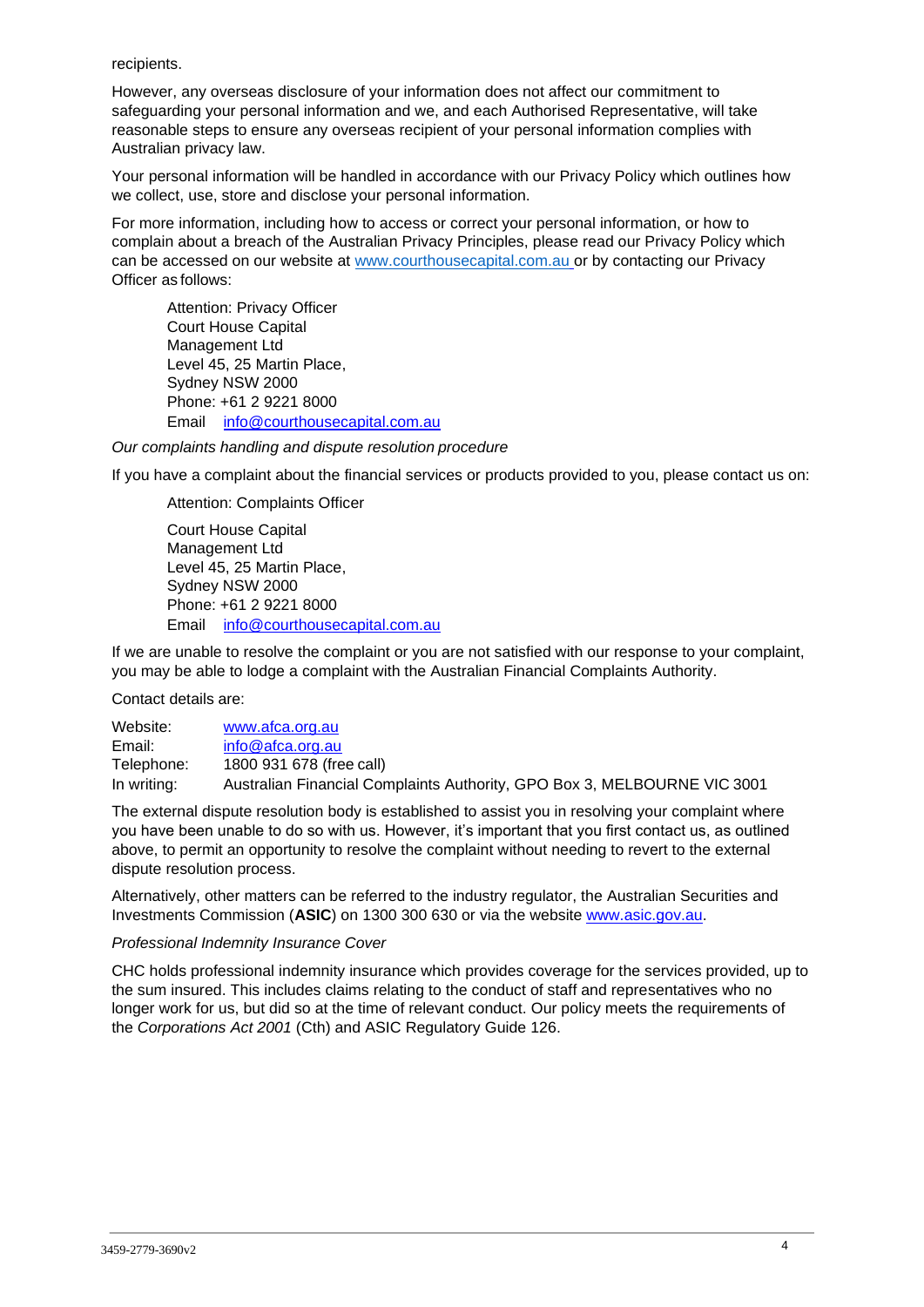recipients.

However, any overseas disclosure of your information does not affect our commitment to safeguarding your personal information and we, and each Authorised Representative, will take reasonable steps to ensure any overseas recipient of your personal information complies with Australian privacy law.

Your personal information will be handled in accordance with our Privacy Policy which outlines how we collect, use, store and disclose your personal information.

For more information, including how to access or correct your personal information, or how to complain about a breach of the Australian Privacy Principles, please read our Privacy Policy which can be accessed on our website at www.courthousecapital.com.au or by contacting our Privacy Officer as follows:

Attention: Privacy Officer
Court House Capital
Management Ltd
Level 45, 25 Martin Place,
Sydney NSW 2000
Phone: +61 2 9221 8000
Email info@courthousecapital.com.au

*Our complaints handling and dispute resolution procedure*

If you have a complaint about the financial services or products provided to you, please contact us on:

Attention: Complaints Officer

Court House Capital
Management Ltd
Level 45, 25 Martin Place,
Sydney NSW 2000
Phone: +61 2 9221 8000
Email info@courthousecapital.com.au

If we are unable to resolve the complaint or you are not satisfied with our response to your complaint, you may be able to lodge a complaint with the Australian Financial Complaints Authority.

Contact details are:

| | |
|---|---|
| Website: | www.afca.org.au |
| Email: | info@afca.org.au |
| Telephone: | 1800 931 678 (free call) |
| In writing: | Australian Financial Complaints Authority, GPO Box 3, MELBOURNE VIC 3001 |

The external dispute resolution body is established to assist you in resolving your complaint where you have been unable to do so with us. However, it's important that you first contact us, as outlined above, to permit an opportunity to resolve the complaint without needing to revert to the external dispute resolution process.

Alternatively, other matters can be referred to the industry regulator, the Australian Securities and Investments Commission (**ASIC**) on 1300 300 630 or via the website www.asic.gov.au.

*Professional Indemnity Insurance Cover*

CHC holds professional indemnity insurance which provides coverage for the services provided, up to the sum insured. This includes claims relating to the conduct of staff and representatives who no longer work for us, but did so at the time of relevant conduct. Our policy meets the requirements of the *Corporations Act 2001* (Cth) and ASIC Regulatory Guide 126.

3459-2779-3690v2